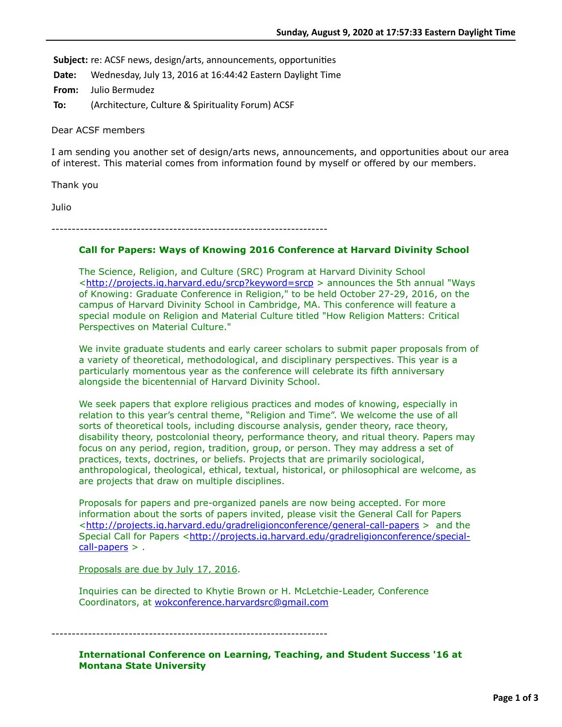**Subject:** re: ACSF news, design/arts, announcements, opportunities

**Date:** Wednesday, July 13, 2016 at 16:44:42 Eastern Daylight Time

**From:** Julio Bermudez

**To:** (Architecture, Culture & Spirituality Forum) ACSF

Dear ACSF members

I am sending you another set of design/arts news, announcements, and opportunities about our area of interest. This material comes from information found by myself or offered by our members.

Thank you

Julio

---

**Call for Papers: Ways of Knowing 2016 Conference at Harvard Divinity School**

The Science, Religion, and Culture (SRC) Program at Harvard Divinity School <http://projects.iq.harvard.edu/srcp?keyword=srcp > announces the 5th annual "Ways of Knowing: Graduate Conference in Religion," to be held October 27-29, 2016, on the campus of Harvard Divinity School in Cambridge, MA. This conference will feature a special module on Religion and Material Culture titled "How Religion Matters: Critical Perspectives on Material Culture."

We invite graduate students and early career scholars to submit paper proposals from of a variety of theoretical, methodological, and disciplinary perspectives. This year is a particularly momentous year as the conference will celebrate its fifth anniversary alongside the bicentennial of Harvard Divinity School.

We seek papers that explore religious practices and modes of knowing, especially in relation to this year's central theme, "Religion and Time". We welcome the use of all sorts of theoretical tools, including discourse analysis, gender theory, race theory, disability theory, postcolonial theory, performance theory, and ritual theory. Papers may focus on any period, region, tradition, group, or person. They may address a set of practices, texts, doctrines, or beliefs. Projects that are primarily sociological, anthropological, theological, ethical, textual, historical, or philosophical are welcome, as are projects that draw on multiple disciplines.

Proposals for papers and pre-organized panels are now being accepted. For more information about the sorts of papers invited, please visit the General Call for Papers <http://projects.iq.harvard.edu/gradreligionconference/general-call-papers > and the Special Call for Papers <http://projects.iq.harvard.edu/gradreligionconference/special-call-papers > .

Proposals are due by July 17, 2016.

Inquiries can be directed to Khytie Brown or H. McLetchie-Leader, Conference Coordinators, at wokconference.harvardsrc@gmail.com

---

**International Conference on Learning, Teaching, and Student Success '16 at Montana State University**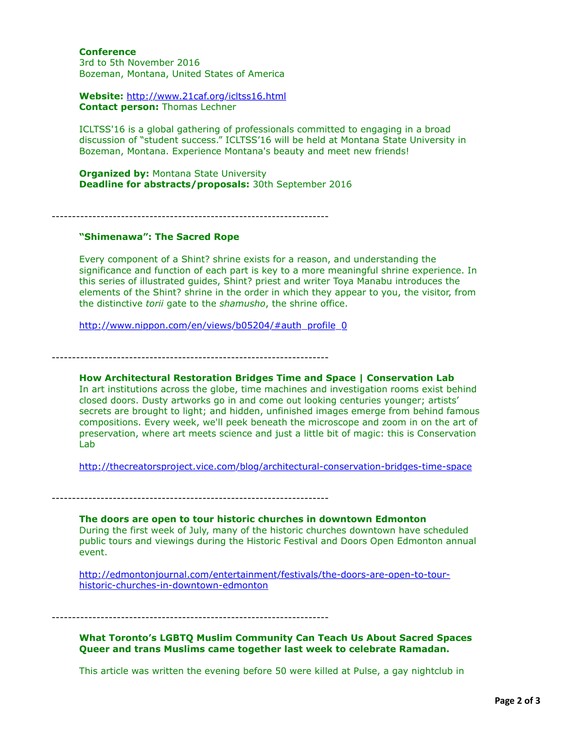**Conference**
3rd to 5th November 2016
Bozeman, Montana, United States of America

**Website:** http://www.21caf.org/icltss16.html
**Contact person:** Thomas Lechner

ICLTSS'16 is a global gathering of professionals committed to engaging in a broad discussion of "student success." ICLTSS'16 will be held at Montana State University in Bozeman, Montana. Experience Montana's beauty and meet new friends!

**Organized by:** Montana State University
**Deadline for abstracts/proposals:** 30th September 2016

--------------------------------------------------------------------

**"Shimenawa": The Sacred Rope**

Every component of a Shint? shrine exists for a reason, and understanding the significance and function of each part is key to a more meaningful shrine experience. In this series of illustrated guides, Shint? priest and writer Toya Manabu introduces the elements of the Shint? shrine in the order in which they appear to you, the visitor, from the distinctive *torii* gate to the *shamusho*, the shrine office.

http://www.nippon.com/en/views/b05204/#auth_profile_0

--------------------------------------------------------------------

**How Architectural Restoration Bridges Time and Space | Conservation Lab**
In art institutions across the globe, time machines and investigation rooms exist behind closed doors. Dusty artworks go in and come out looking centuries younger; artists' secrets are brought to light; and hidden, unfinished images emerge from behind famous compositions. Every week, we'll peek beneath the microscope and zoom in on the art of preservation, where art meets science and just a little bit of magic: this is Conservation Lab

http://thecreatorsproject.vice.com/blog/architectural-conservation-bridges-time-space

--------------------------------------------------------------------

**The doors are open to tour historic churches in downtown Edmonton**
During the first week of July, many of the historic churches downtown have scheduled public tours and viewings during the Historic Festival and Doors Open Edmonton annual event.

http://edmontonjournal.com/entertainment/festivals/the-doors-are-open-to-tour-historic-churches-in-downtown-edmonton

--------------------------------------------------------------------

**What Toronto's LGBTQ Muslim Community Can Teach Us About Sacred Spaces**
**Queer and trans Muslims came together last week to celebrate Ramadan.**

This article was written the evening before 50 were killed at Pulse, a gay nightclub in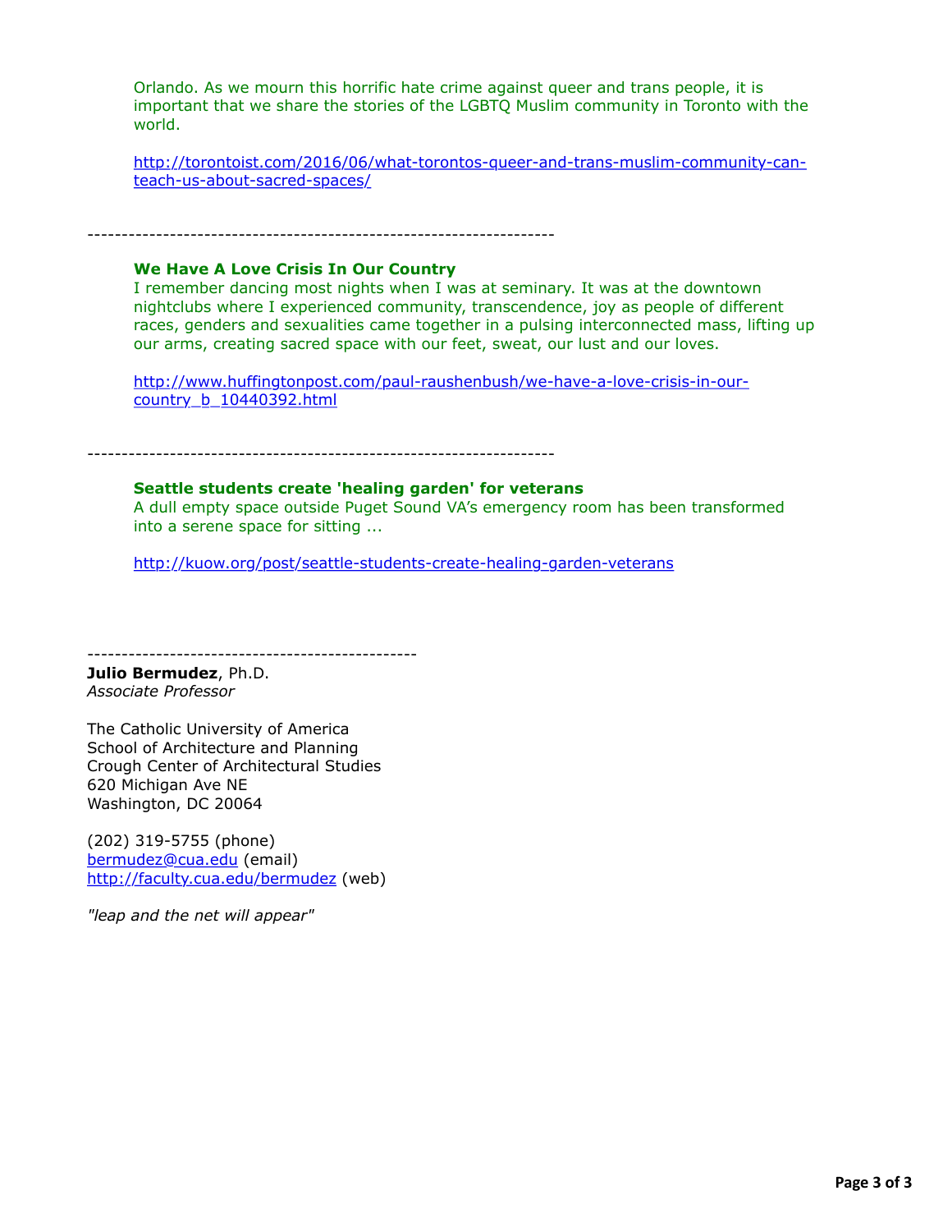Orlando. As we mourn this horrific hate crime against queer and trans people, it is important that we share the stories of the LGBTQ Muslim community in Toronto with the world.

http://torontoist.com/2016/06/what-torontos-queer-and-trans-muslim-community-can-teach-us-about-sacred-spaces/

--------------------------------------------------------------------

**We Have A Love Crisis In Our Country**
I remember dancing most nights when I was at seminary. It was at the downtown nightclubs where I experienced community, transcendence, joy as people of different races, genders and sexualities came together in a pulsing interconnected mass, lifting up our arms, creating sacred space with our feet, sweat, our lust and our loves.

http://www.huffingtonpost.com/paul-raushenbush/we-have-a-love-crisis-in-our-country_b_10440392.html

--------------------------------------------------------------------

**Seattle students create 'healing garden' for veterans**
A dull empty space outside Puget Sound VA's emergency room has been transformed into a serene space for sitting ...

http://kuow.org/post/seattle-students-create-healing-garden-veterans

------------------------------------------------

**Julio Bermudez**, Ph.D.
*Associate Professor*

The Catholic University of America
School of Architecture and Planning
Crough Center of Architectural Studies
620 Michigan Ave NE
Washington, DC 20064

(202) 319-5755 (phone)
bermudez@cua.edu (email)
http://faculty.cua.edu/bermudez (web)

*"leap and the net will appear"*